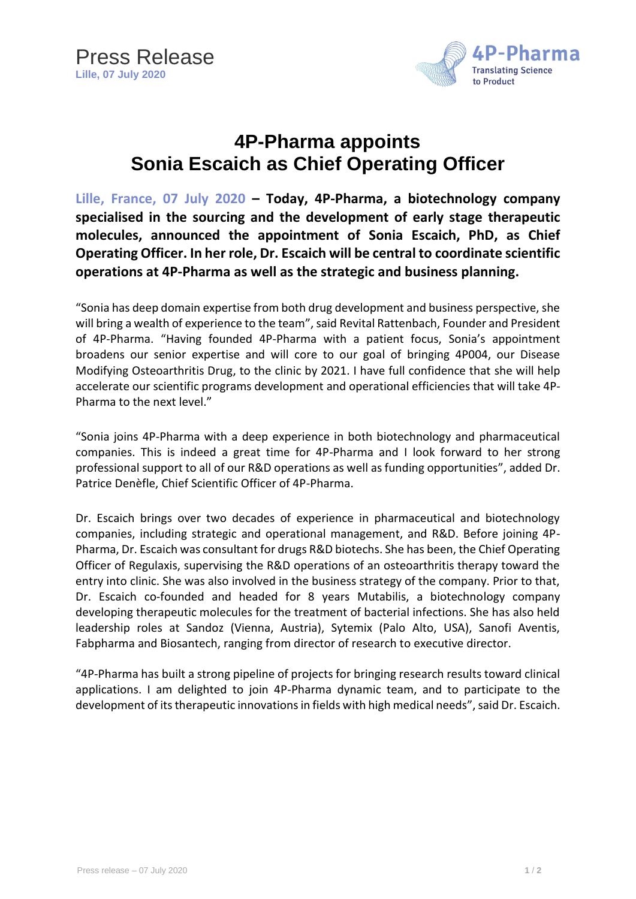Press Release
**Lille, 07 July 2020**

4P-Pharma
Translating Science to Product

# 4P-Pharma appoints Sonia Escaich as Chief Operating Officer

**Lille, France, 07 July 2020 – Today, 4P-Pharma, a biotechnology company specialised in the sourcing and the development of early stage therapeutic molecules, announced the appointment of Sonia Escaich, PhD, as Chief Operating Officer. In her role, Dr. Escaich will be central to coordinate scientific operations at 4P-Pharma as well as the strategic and business planning.**

"Sonia has deep domain expertise from both drug development and business perspective, she will bring a wealth of experience to the team", said Revital Rattenbach, Founder and President of 4P-Pharma. "Having founded 4P-Pharma with a patient focus, Sonia's appointment broadens our senior expertise and will core to our goal of bringing 4P004, our Disease Modifying Osteoarthritis Drug, to the clinic by 2021. I have full confidence that she will help accelerate our scientific programs development and operational efficiencies that will take 4P-Pharma to the next level."

"Sonia joins 4P-Pharma with a deep experience in both biotechnology and pharmaceutical companies. This is indeed a great time for 4P-Pharma and I look forward to her strong professional support to all of our R&D operations as well as funding opportunities", added Dr. Patrice Denèfle, Chief Scientific Officer of 4P-Pharma.

Dr. Escaich brings over two decades of experience in pharmaceutical and biotechnology companies, including strategic and operational management, and R&D. Before joining 4P-Pharma, Dr. Escaich was consultant for drugs R&D biotechs. She has been, the Chief Operating Officer of Regulaxis, supervising the R&D operations of an osteoarthritis therapy toward the entry into clinic. She was also involved in the business strategy of the company. Prior to that, Dr. Escaich co-founded and headed for 8 years Mutabilis, a biotechnology company developing therapeutic molecules for the treatment of bacterial infections. She has also held leadership roles at Sandoz (Vienna, Austria), Sytemix (Palo Alto, USA), Sanofi Aventis, Fabpharma and Biosantech, ranging from director of research to executive director.

"4P-Pharma has built a strong pipeline of projects for bringing research results toward clinical applications. I am delighted to join 4P-Pharma dynamic team, and to participate to the development of its therapeutic innovations in fields with high medical needs", said Dr. Escaich.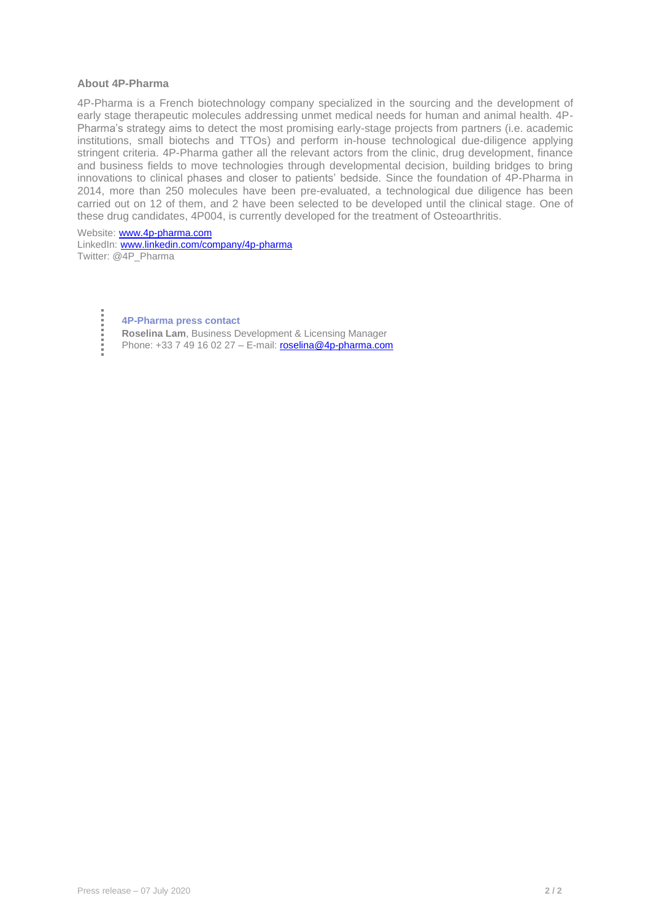## About 4P-Pharma

4P-Pharma is a French biotechnology company specialized in the sourcing and the development of early stage therapeutic molecules addressing unmet medical needs for human and animal health. 4P-Pharma's strategy aims to detect the most promising early-stage projects from partners (i.e. academic institutions, small biotechs and TTOs) and perform in-house technological due-diligence applying stringent criteria. 4P-Pharma gather all the relevant actors from the clinic, drug development, finance and business fields to move technologies through developmental decision, building bridges to bring innovations to clinical phases and closer to patients' bedside. Since the foundation of 4P-Pharma in 2014, more than 250 molecules have been pre-evaluated, a technological due diligence has been carried out on 12 of them, and 2 have been selected to be developed until the clinical stage. One of these drug candidates, 4P004, is currently developed for the treatment of Osteoarthritis.

Website: www.4p-pharma.com
LinkedIn: www.linkedin.com/company/4p-pharma
Twitter: @4P_Pharma

**4P-Pharma press contact**
**Roselina Lam**, Business Development & Licensing Manager
Phone: +33 7 49 16 02 27 – E-mail: roselina@4p-pharma.com

Press release – 07 July 2020